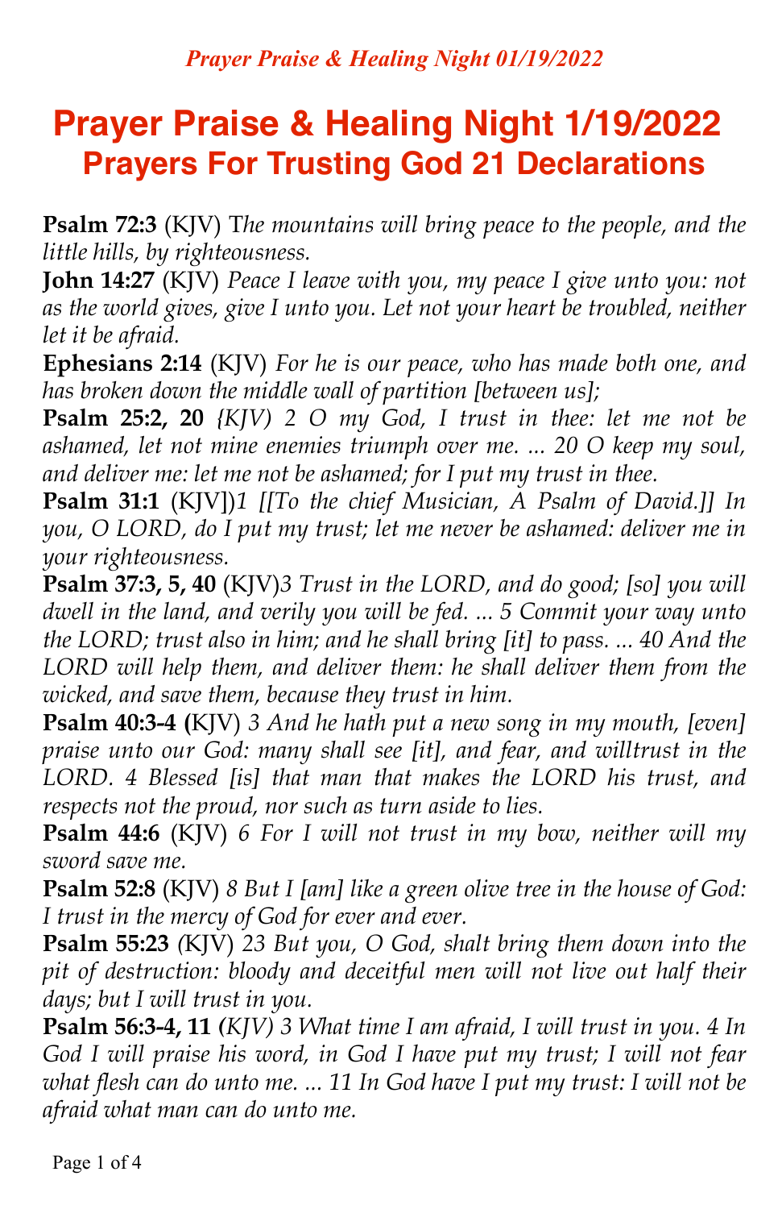# Prayer Praise & Healing Night 1/19/2022
## Prayers For Trusting God 21 Declarations

**Psalm 72:3** (KJV) T*he mountains will bring peace to the people, and the little hills, by righteousness.*

**John 14:27** (KJV) *Peace I leave with you, my peace I give unto you: not as the world gives, give I unto you. Let not your heart be troubled, neither let it be afraid.*

**Ephesians 2:14** (KJV) *For he is our peace, who has made both one, and has broken down the middle wall of partition [between us];*

**Psalm 25:2, 20** *{KJV) 2 O my God, I trust in thee: let me not be ashamed, let not mine enemies triumph over me. ... 20 O keep my soul, and deliver me: let me not be ashamed; for I put my trust in thee.*

**Psalm 31:1** (KJV])*1 [[To the chief Musician, A Psalm of David.]] In you, O LORD, do I put my trust; let me never be ashamed: deliver me in your righteousness.*

**Psalm 37:3, 5, 40** (KJV)*3 Trust in the LORD, and do good; [so] you will dwell in the land, and verily you will be fed. ... 5 Commit your way unto the LORD; trust also in him; and he shall bring [it] to pass. ... 40 And the LORD will help them, and deliver them: he shall deliver them from the wicked, and save them, because they trust in him.*

**Psalm 40:3-4 (**KJV) *3 And he hath put a new song in my mouth, [even] praise unto our God: many shall see [it], and fear, and willtrust in the LORD. 4 Blessed [is] that man that makes the LORD his trust, and respects not the proud, nor such as turn aside to lies.*

**Psalm 44:6** (KJV) *6 For I will not trust in my bow, neither will my sword save me.*

**Psalm 52:8** (KJV) *8 But I [am] like a green olive tree in the house of God: I trust in the mercy of God for ever and ever.*

**Psalm 55:23** *(*KJV) *23 But you, O God, shalt bring them down into the pit of destruction: bloody and deceitful men will not live out half their days; but I will trust in you.*

**Psalm 56:3-4, 11** *(KJV) 3 What time I am afraid, I will trust in you. 4 In God I will praise his word, in God I have put my trust; I will not fear what flesh can do unto me. ... 11 In God have I put my trust: I will not be afraid what man can do unto me.*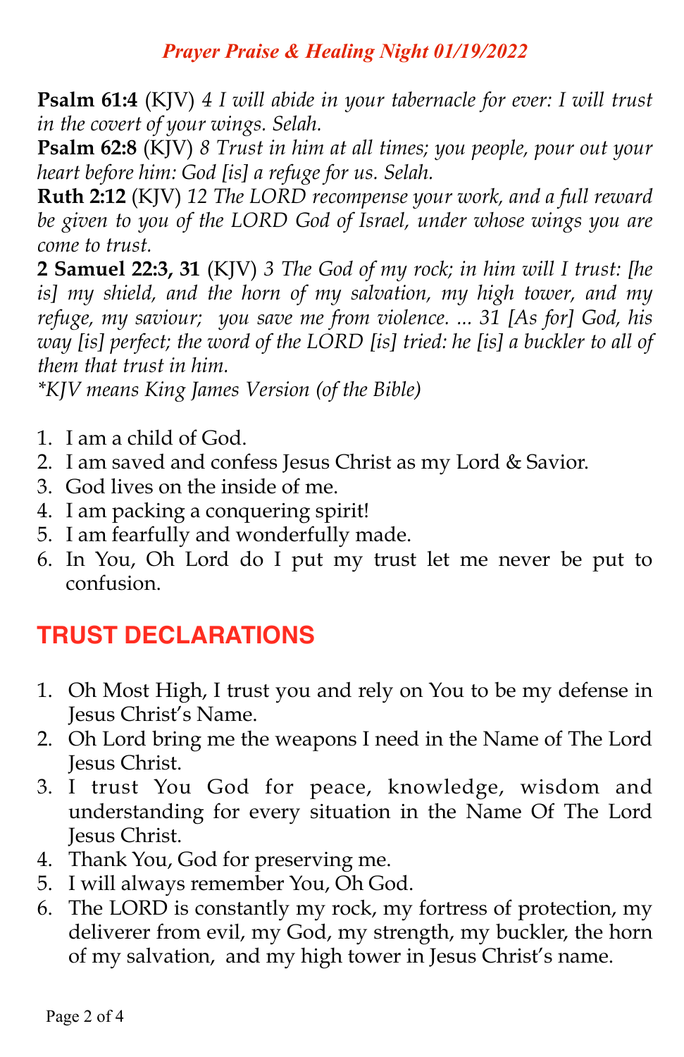*Prayer Praise & Healing Night 01/19/2022*

**Psalm 61:4** (KJV) *4 I will abide in your tabernacle for ever: I will trust in the covert of your wings. Selah.*
**Psalm 62:8** (KJV) *8 Trust in him at all times; you people, pour out your heart before him: God [is] a refuge for us. Selah.*
**Ruth 2:12** (KJV) *12 The LORD recompense your work, and a full reward be given to you of the LORD God of Israel, under whose wings you are come to trust.*
**2 Samuel 22:3, 31** (KJV) *3 The God of my rock; in him will I trust: [he is] my shield, and the horn of my salvation, my high tower, and my refuge, my saviour; you save me from violence. ... 31 [As for] God, his way [is] perfect; the word of the LORD [is] tried: he [is] a buckler to all of them that trust in him.*
*\*KJV means King James Version (of the Bible)*

1. I am a child of God.
2. I am saved and confess Jesus Christ as my Lord & Savior.
3. God lives on the inside of me.
4. I am packing a conquering spirit!
5. I am fearfully and wonderfully made.
6. In You, Oh Lord do I put my trust let me never be put to confusion.

## TRUST DECLARATIONS

1. Oh Most High, I trust you and rely on You to be my defense in Jesus Christ's Name.
2. Oh Lord bring me the weapons I need in the Name of The Lord Jesus Christ.
3. I trust You God for peace, knowledge, wisdom and understanding for every situation in the Name Of The Lord Jesus Christ.
4. Thank You, God for preserving me.
5. I will always remember You, Oh God.
6. The LORD is constantly my rock, my fortress of protection, my deliverer from evil, my God, my strength, my buckler, the horn of my salvation, and my high tower in Jesus Christ's name.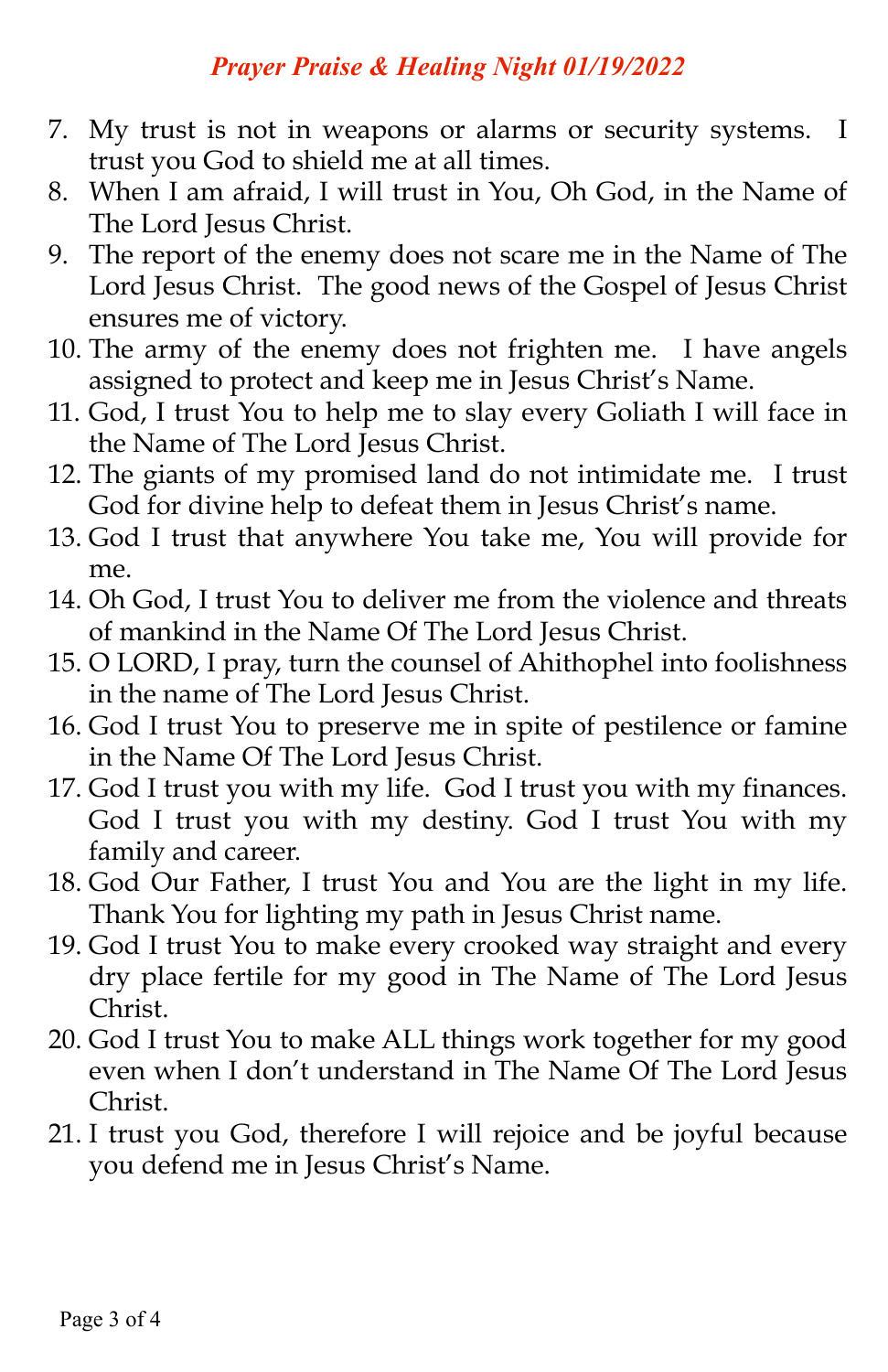*Prayer Praise & Healing Night 01/19/2022*

7. My trust is not in weapons or alarms or security systems. I trust you God to shield me at all times.
8. When I am afraid, I will trust in You, Oh God, in the Name of The Lord Jesus Christ.
9. The report of the enemy does not scare me in the Name of The Lord Jesus Christ. The good news of the Gospel of Jesus Christ ensures me of victory.
10. The army of the enemy does not frighten me. I have angels assigned to protect and keep me in Jesus Christ's Name.
11. God, I trust You to help me to slay every Goliath I will face in the Name of The Lord Jesus Christ.
12. The giants of my promised land do not intimidate me. I trust God for divine help to defeat them in Jesus Christ's name.
13. God I trust that anywhere You take me, You will provide for me.
14. Oh God, I trust You to deliver me from the violence and threats of mankind in the Name Of The Lord Jesus Christ.
15. O LORD, I pray, turn the counsel of Ahithophel into foolishness in the name of The Lord Jesus Christ.
16. God I trust You to preserve me in spite of pestilence or famine in the Name Of The Lord Jesus Christ.
17. God I trust you with my life. God I trust you with my finances. God I trust you with my destiny. God I trust You with my family and career.
18. God Our Father, I trust You and You are the light in my life. Thank You for lighting my path in Jesus Christ name.
19. God I trust You to make every crooked way straight and every dry place fertile for my good in The Name of The Lord Jesus Christ.
20. God I trust You to make ALL things work together for my good even when I don't understand in The Name Of The Lord Jesus Christ.
21. I trust you God, therefore I will rejoice and be joyful because you defend me in Jesus Christ's Name.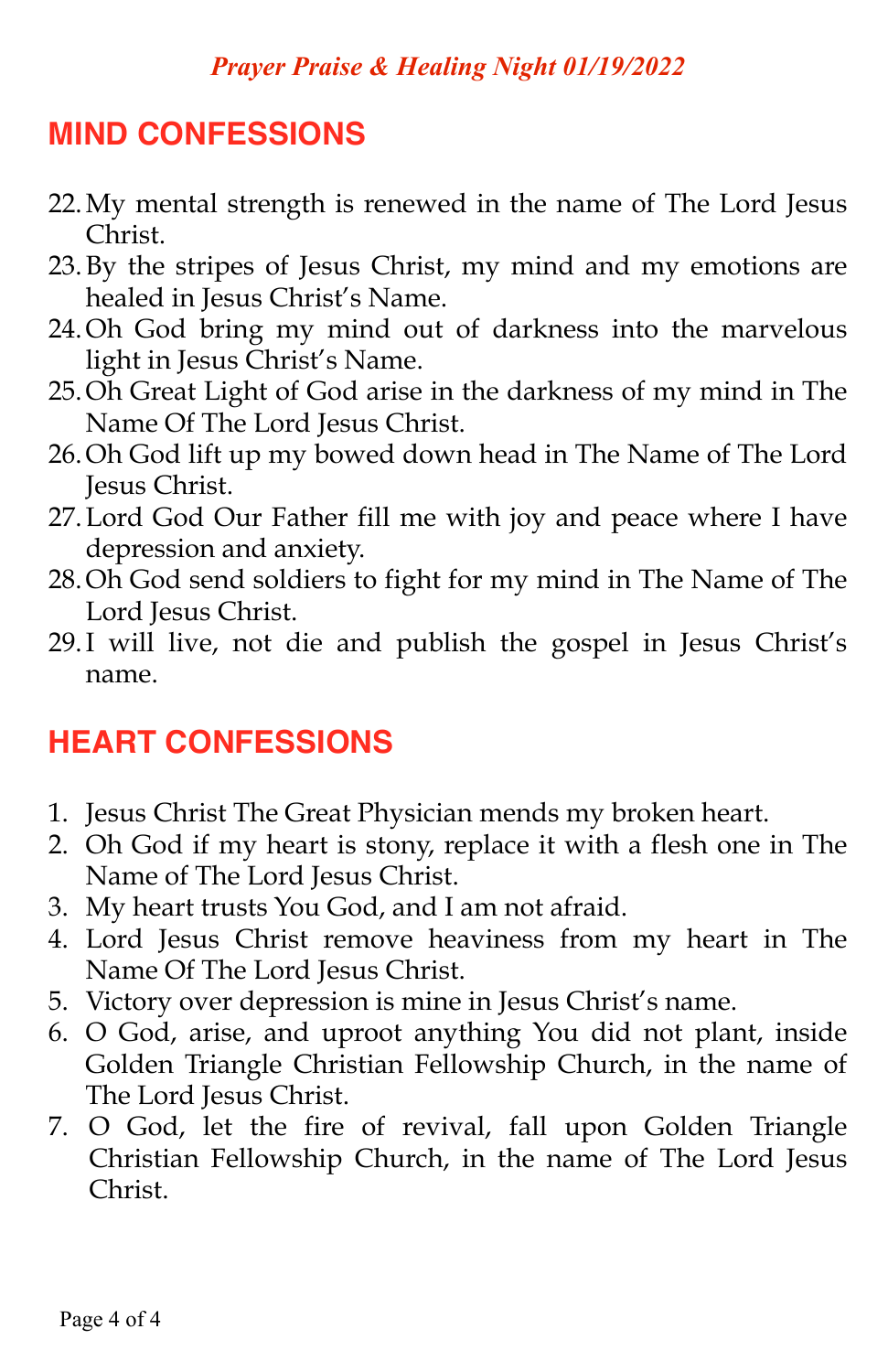## MIND CONFESSIONS

22. My mental strength is renewed in the name of The Lord Jesus Christ.
23. By the stripes of Jesus Christ, my mind and my emotions are healed in Jesus Christ's Name.
24. Oh God bring my mind out of darkness into the marvelous light in Jesus Christ's Name.
25. Oh Great Light of God arise in the darkness of my mind in The Name Of The Lord Jesus Christ.
26. Oh God lift up my bowed down head in The Name of The Lord Jesus Christ.
27. Lord God Our Father fill me with joy and peace where I have depression and anxiety.
28. Oh God send soldiers to fight for my mind in The Name of The Lord Jesus Christ.
29. I will live, not die and publish the gospel in Jesus Christ's name.

## HEART CONFESSIONS

1. Jesus Christ The Great Physician mends my broken heart.
2. Oh God if my heart is stony, replace it with a flesh one in The Name of The Lord Jesus Christ.
3. My heart trusts You God, and I am not afraid.
4. Lord Jesus Christ remove heaviness from my heart in The Name Of The Lord Jesus Christ.
5. Victory over depression is mine in Jesus Christ's name.
6. O God, arise, and uproot anything You did not plant, inside Golden Triangle Christian Fellowship Church, in the name of The Lord Jesus Christ.
7. O God, let the fire of revival, fall upon Golden Triangle Christian Fellowship Church, in the name of The Lord Jesus Christ.